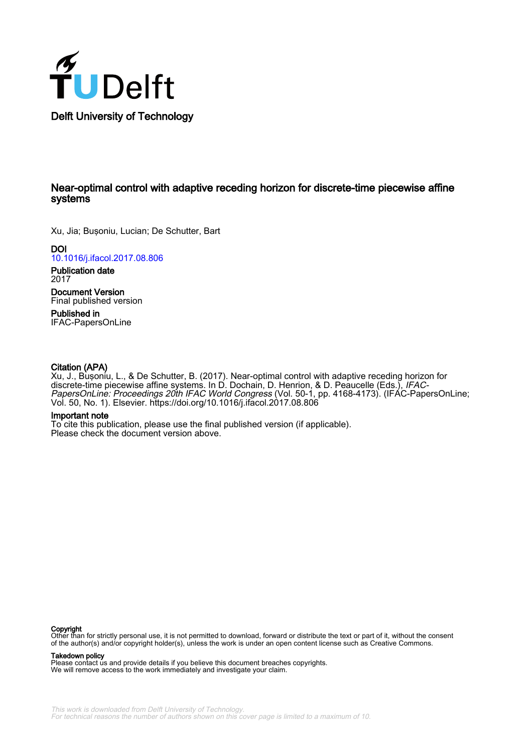Delft University of Technology

# Near-optimal control with adaptive receding horizon for discrete-time piecewise affine systems

Xu, Jia; Bușoniu, Lucian; De Schutter, Bart

**DOI**
10.1016/j.ifacol.2017.08.806

**Publication date**
2017

**Document Version**
Final published version

**Published in**
IFAC-PapersOnLine

**Citation (APA)**
Xu, J., Bușoniu, L., & De Schutter, B. (2017). Near-optimal control with adaptive receding horizon for discrete-time piecewise affine systems. In D. Dochain, D. Henrion, & D. Peaucelle (Eds.), *IFAC-PapersOnLine: Proceedings 20th IFAC World Congress* (Vol. 50-1, pp. 4168-4173). (IFAC-PapersOnLine; Vol. 50, No. 1). Elsevier. https://doi.org/10.1016/j.ifacol.2017.08.806

**Important note**
To cite this publication, please use the final published version (if applicable).
Please check the document version above.

**Copyright**
Other than for strictly personal use, it is not permitted to download, forward or distribute the text or part of it, without the consent of the author(s) and/or copyright holder(s), unless the work is under an open content license such as Creative Commons.

**Takedown policy**
Please contact us and provide details if you believe this document breaches copyrights.
We will remove access to the work immediately and investigate your claim.

*This work is downloaded from Delft University of Technology.*
*For technical reasons the number of authors shown on this cover page is limited to a maximum of 10.*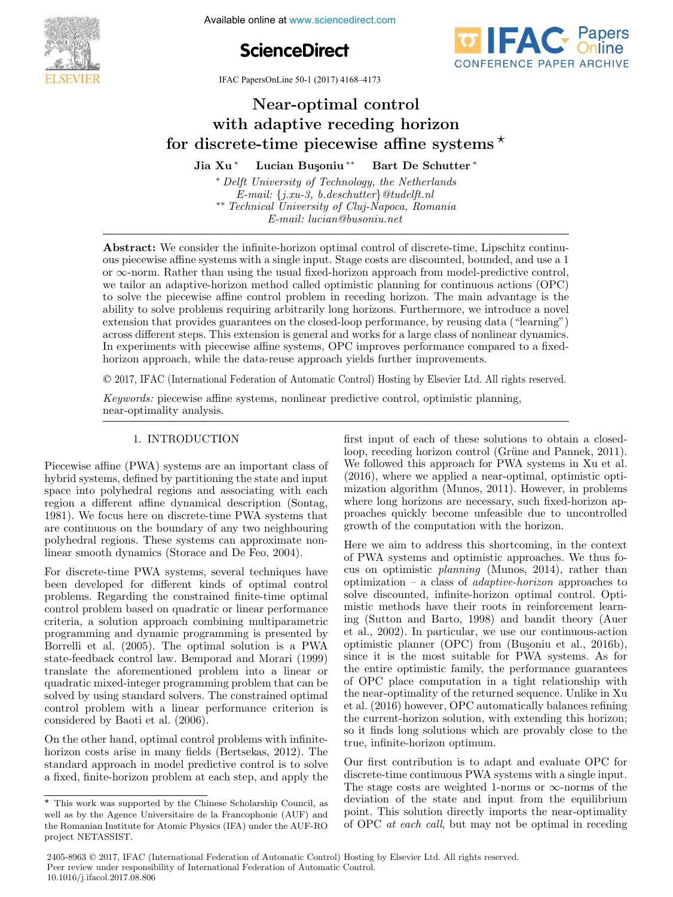# Near-optimal control with adaptive receding horizon for discrete-time piecewise affine systems ★

**Jia Xu** * **Lucian Buşoniu** ** **Bart De Schutter** *

\* *Delft University of Technology, the Netherlands*
*E-mail: {j.xu-3, b.deschutter}@tudelft.nl*
\*\* *Technical University of Cluj-Napoca, Romania*
*E-mail: lucian@busoniu.net*

**Abstract:** We consider the infinite-horizon optimal control of discrete-time, Lipschitz continuous piecewise affine systems with a single input. Stage costs are discounted, bounded, and use a 1 or $\infty$-norm. Rather than using the usual fixed-horizon approach from model-predictive control, we tailor an adaptive-horizon method called optimistic planning for continuous actions (OPC) to solve the piecewise affine control problem in receding horizon. The main advantage is the ability to solve problems requiring arbitrarily long horizons. Furthermore, we introduce a novel extension that provides guarantees on the closed-loop performance, by reusing data ("learning") across different steps. This extension is general and works for a large class of nonlinear dynamics. In experiments with piecewise affine systems, OPC improves performance compared to a fixed-horizon approach, while the data-reuse approach yields further improvements.

© 2017, IFAC (International Federation of Automatic Control) Hosting by Elsevier Ltd. All rights reserved.

*Keywords:* piecewise affine systems, nonlinear predictive control, optimistic planning, near-optimality analysis.

## 1. INTRODUCTION

Piecewise affine (PWA) systems are an important class of hybrid systems, defined by partitioning the state and input space into polyhedral regions and associating with each region a different affine dynamical description (Sontag, 1981). We focus here on discrete-time PWA systems that are continuous on the boundary of any two neighbouring polyhedral regions. These systems can approximate nonlinear smooth dynamics (Storace and De Feo, 2004).

For discrete-time PWA systems, several techniques have been developed for different kinds of optimal control problems. Regarding the constrained finite-time optimal control problem based on quadratic or linear performance criteria, a solution approach combining multiparametric programming and dynamic programming is presented by Borrelli et al. (2005). The optimal solution is a PWA state-feedback control law. Bemporad and Morari (1999) translate the aforementioned problem into a linear or quadratic mixed-integer programming problem that can be solved by using standard solvers. The constrained optimal control problem with a linear performance criterion is considered by Baoti et al. (2006).

On the other hand, optimal control problems with infinite-horizon costs arise in many fields (Bertsekas, 2012). The standard approach in model predictive control is to solve a fixed, finite-horizon problem at each step, and apply the first input of each of these solutions to obtain a closed-loop, receding horizon control (Grüne and Pannek, 2011). We followed this approach for PWA systems in Xu et al. (2016), where we applied a near-optimal, optimistic optimization algorithm (Munos, 2011). However, in problems where long horizons are necessary, such fixed-horizon approaches quickly become unfeasible due to uncontrolled growth of the computation with the horizon.

Here we aim to address this shortcoming, in the context of PWA systems and optimistic approaches. We thus focus on optimistic *planning* (Munos, 2014), rather than optimization – a class of *adaptive-horizon* approaches to solve discounted, infinite-horizon optimal control. Optimistic methods have their roots in reinforcement learning (Sutton and Barto, 1998) and bandit theory (Auer et al., 2002). In particular, we use our continuous-action optimistic planner (OPC) from (Buşoniu et al., 2016b), since it is the most suitable for PWA systems. As for the entire optimistic family, the performance guarantees of OPC place computation in a tight relationship with the near-optimality of the returned sequence. Unlike in Xu et al. (2016) however, OPC automatically balances refining the current-horizon solution, with extending this horizon; so it finds long solutions which are provably close to the true, infinite-horizon optimum.

Our first contribution is to adapt and evaluate OPC for discrete-time continuous PWA systems with a single input. The stage costs are weighted 1-norms or $\infty$-norms of the deviation of the state and input from the equilibrium point. This solution directly imports the near-optimality of OPC *at each call*, but may not be optimal in receding

★ This work was supported by the Chinese Scholarship Council, as well as by the Agence Universitaire de la Francophonie (AUF) and the Romanian Institute for Atomic Physics (IFA) under the AUF-RO project NETASSIST.

2405-8963 © 2017, IFAC (International Federation of Automatic Control) Hosting by Elsevier Ltd. All rights reserved.
Peer review under responsibility of International Federation of Automatic Control.
10.1016/j.ifacol.2017.08.806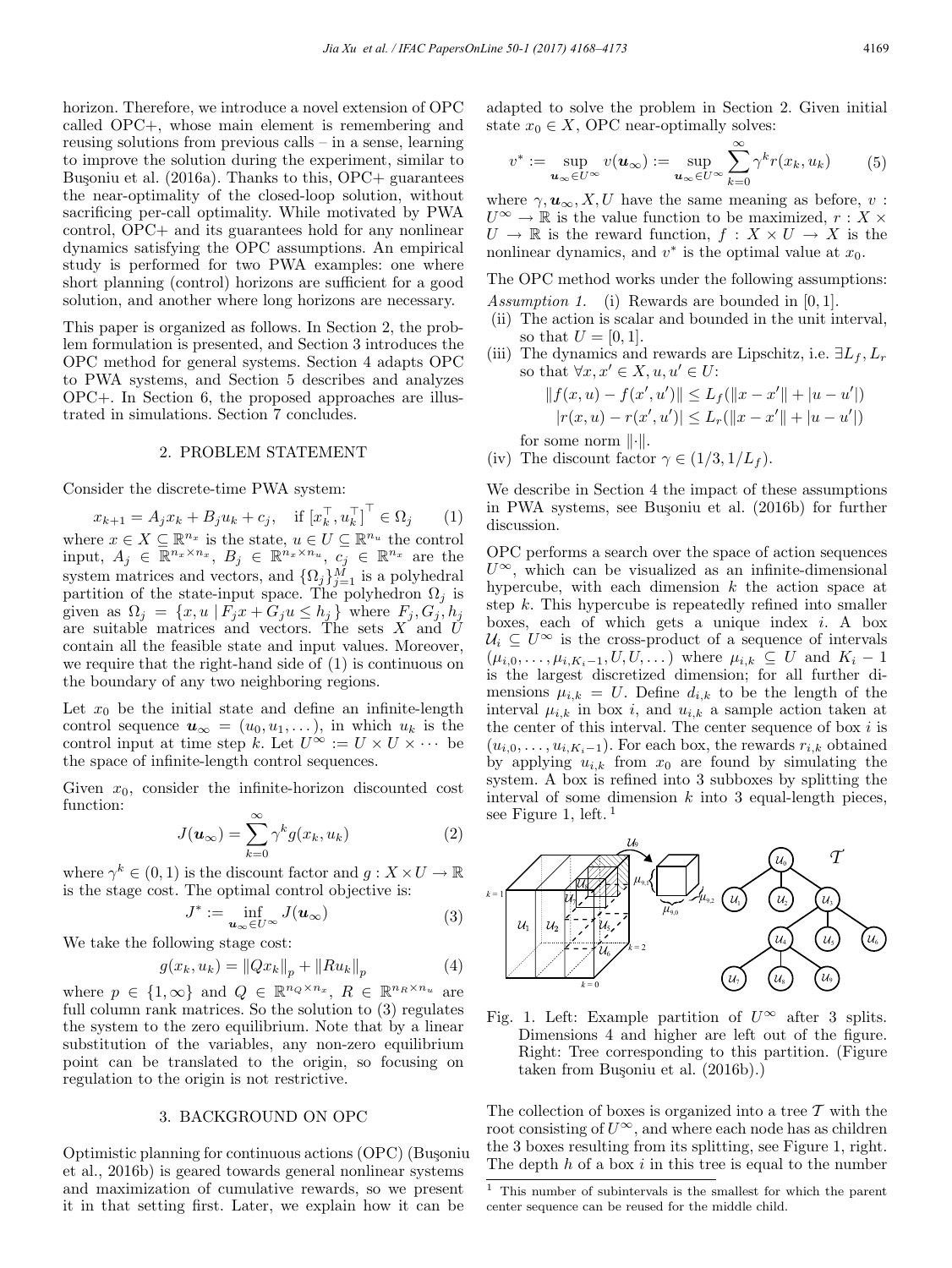horizon. Therefore, we introduce a novel extension of OPC called OPC+, whose main element is remembering and reusing solutions from previous calls – in a sense, learning to improve the solution during the experiment, similar to Buşoniu et al. (2016a). Thanks to this, OPC+ guarantees the near-optimality of the closed-loop solution, without sacrificing per-call optimality. While motivated by PWA control, OPC+ and its guarantees hold for any nonlinear dynamics satisfying the OPC assumptions. An empirical study is performed for two PWA examples: one where short planning (control) horizons are sufficient for a good solution, and another where long horizons are necessary.

This paper is organized as follows. In Section 2, the problem formulation is presented, and Section 3 introduces the OPC method for general systems. Section 4 adapts OPC to PWA systems, and Section 5 describes and analyzes OPC+. In Section 6, the proposed approaches are illustrated in simulations. Section 7 concludes.

## 2. PROBLEM STATEMENT

Consider the discrete-time PWA system:

$$x_{k+1} = A_j x_k + B_j u_k + c_j, \quad \text{if } [x_k^\top, u_k^\top]^\top \in \Omega_j \tag{1}$$

where $x \in X \subseteq \mathbb{R}^{n_x}$ is the state, $u \in U \subseteq \mathbb{R}^{n_u}$ the control input, $A_j \in \mathbb{R}^{n_x \times n_x}$, $B_j \in \mathbb{R}^{n_x \times n_u}$, $c_j \in \mathbb{R}^{n_x}$ are the system matrices and vectors, and $\{\Omega_j\}_{j=1}^M$ is a polyhedral partition of the state-input space. The polyhedron $\Omega_j$ is given as $\Omega_j = \{x, u \mid F_j x + G_j u \leq h_j\}$ where $F_j, G_j, h_j$ are suitable matrices and vectors. The sets $X$ and $U$ contain all the feasible state and input values. Moreover, we require that the right-hand side of (1) is continuous on the boundary of any two neighboring regions.

Let $x_0$ be the initial state and define an infinite-length control sequence $\boldsymbol{u}_\infty = (u_0, u_1, \dots)$, in which $u_k$ is the control input at time step $k$. Let $U^\infty := U \times U \times \cdots$ be the space of infinite-length control sequences.

Given $x_0$, consider the infinite-horizon discounted cost function:

$$J(\boldsymbol{u}_\infty) = \sum_{k=0}^{\infty} \gamma^k g(x_k, u_k) \tag{2}$$

where $\gamma^k \in (0, 1)$ is the discount factor and $g : X \times U \to \mathbb{R}$ is the stage cost. The optimal control objective is:

$$J^* := \inf_{\boldsymbol{u}_\infty \in U^\infty} J(\boldsymbol{u}_\infty) \tag{3}$$

We take the following stage cost:

$$g(x_k, u_k) = \|Q x_k\|_p + \|R u_k\|_p \tag{4}$$

where $p \in \{1, \infty\}$ and $Q \in \mathbb{R}^{n_Q \times n_x}$, $R \in \mathbb{R}^{n_R \times n_u}$ are full column rank matrices. So the solution to (3) regulates the system to the zero equilibrium. Note that by a linear substitution of the variables, any non-zero equilibrium point can be translated to the origin, so focusing on regulation to the origin is not restrictive.

## 3. BACKGROUND ON OPC

Optimistic planning for continuous actions (OPC) (Buşoniu et al., 2016b) is geared towards general nonlinear systems and maximization of cumulative rewards, so we present it in that setting first. Later, we explain how it can be adapted to solve the problem in Section 2. Given initial state $x_0 \in X$, OPC near-optimally solves:

$$v^* := \sup_{\boldsymbol{u}_\infty \in U^\infty} v(\boldsymbol{u}_\infty) := \sup_{\boldsymbol{u}_\infty \in U^\infty} \sum_{k=0}^{\infty} \gamma^k r(x_k, u_k) \tag{5}$$

where $\gamma, \boldsymbol{u}_\infty, X, U$ have the same meaning as before, $v : U^\infty \to \mathbb{R}$ is the value function to be maximized, $r : X \times U \to \mathbb{R}$ is the reward function, $f : X \times U \to X$ is the nonlinear dynamics, and $v^*$ is the optimal value at $x_0$.

The OPC method works under the following assumptions:

*Assumption 1.* (i) Rewards are bounded in $[0, 1]$.
(ii) The action is scalar and bounded in the unit interval, so that $U = [0, 1]$.
(iii) The dynamics and rewards are Lipschitz, i.e. $\exists L_f, L_r$ so that $\forall x, x' \in X, u, u' \in U$:

$$\|f(x, u) - f(x', u')\| \leq L_f(\|x - x'\| + |u - u'|)$$
$$|r(x, u) - r(x', u')| \leq L_r(\|x - x'\| + |u - u'|)$$

for some norm $\|\cdot\|$.
(iv) The discount factor $\gamma \in (1/3, 1/L_f)$.

We describe in Section 4 the impact of these assumptions in PWA systems, see Buşoniu et al. (2016b) for further discussion.

OPC performs a search over the space of action sequences $U^\infty$, which can be visualized as an infinite-dimensional hypercube, with each dimension $k$ the action space at step $k$. This hypercube is repeatedly refined into smaller boxes, each of which gets a unique index $i$. A box $\mathcal{U}_i \subseteq U^\infty$ is the cross-product of a sequence of intervals $(\mu_{i,0}, \dots, \mu_{i,K_i-1}, U, U, \dots)$ where $\mu_{i,k} \subseteq U$ and $K_i - 1$ is the largest discretized dimension; for all further dimensions $\mu_{i,k} = U$. Define $d_{i,k}$ to be the length of the interval $\mu_{i,k}$ in box $i$, and $u_{i,k}$ a sample action taken at the center of this interval. The center sequence of box $i$ is $(u_{i,0}, \dots, u_{i,K_i-1})$. For each box, the rewards $r_{i,k}$ obtained by applying $u_{i,k}$ from $x_0$ are found by simulating the system. A box is refined into 3 subboxes by splitting the interval of some dimension $k$ into 3 equal-length pieces, see Figure 1, left.[1]

Fig. 1. Left: Example partition of $U^\infty$ after 3 splits. Dimensions 4 and higher are left out of the figure. Right: Tree corresponding to this partition. (Figure taken from Buşoniu et al. (2016b).)

The collection of boxes is organized into a tree $\mathcal{T}$ with the root consisting of $U^\infty$, and where each node has as children the 3 boxes resulting from its splitting, see Figure 1, right. The depth $h$ of a box $i$ in this tree is equal to the number

[1] This number of subintervals is the smallest for which the parent center sequence can be reused for the middle child.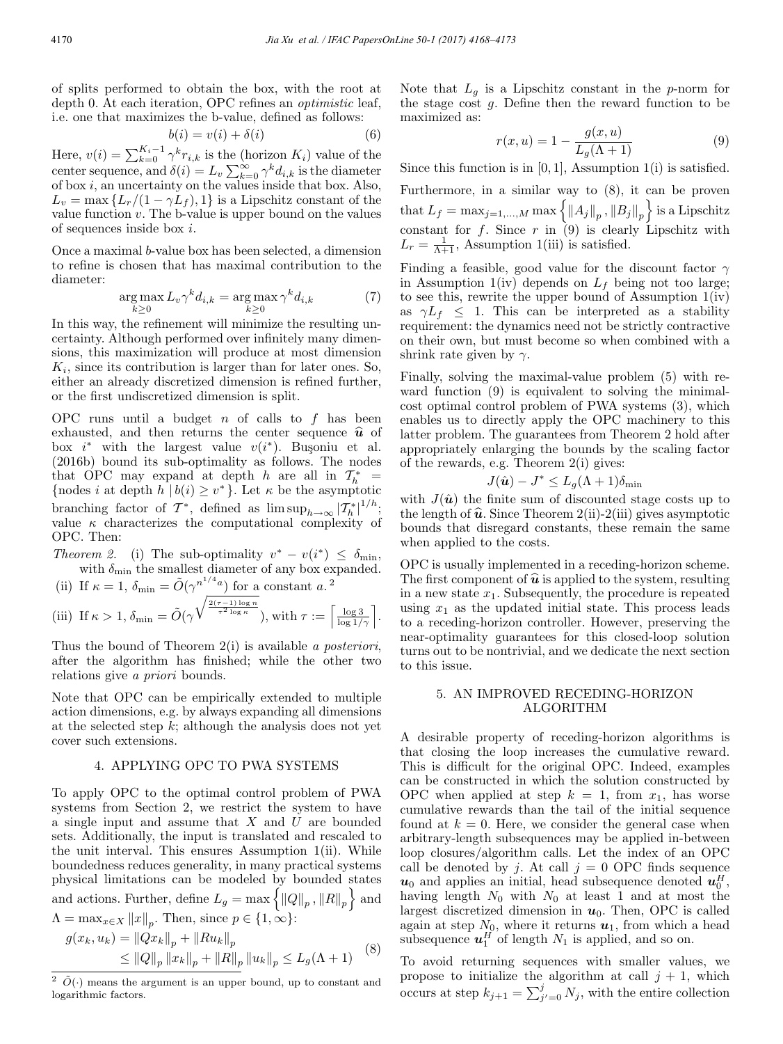of splits performed to obtain the box, with the root at depth 0. At each iteration, OPC refines an *optimistic* leaf, i.e. one that maximizes the b-value, defined as follows:

$$b(i) = v(i) + \delta(i) \tag{6}$$

Here, $v(i) = \sum_{k=0}^{K_i-1} \gamma^k r_{i,k}$ is the (horizon $K_i$) value of the center sequence, and $\delta(i) = L_v \sum_{k=0}^{\infty} \gamma^k d_{i,k}$ is the diameter of box $i$, an uncertainty on the values inside that box. Also, $L_v = \max\{L_r/(1-\gamma L_f), 1\}$ is a Lipschitz constant of the value function $v$. The b-value is upper bound on the values of sequences inside box $i$.

Once a maximal $b$-value box has been selected, a dimension to refine is chosen that has maximal contribution to the diameter:

$$\arg\max_{k\geq 0} L_v \gamma^k d_{i,k} = \arg\max_{k\geq 0} \gamma^k d_{i,k} \tag{7}$$

In this way, the refinement will minimize the resulting uncertainty. Although performed over infinitely many dimensions, this maximization will produce at most dimension $K_i$, since its contribution is larger than for later ones. So, either an already discretized dimension is refined further, or the first undiscretized dimension is split.

OPC runs until a budget $n$ of calls to $f$ has been exhausted, and then returns the center sequence $\widehat{\boldsymbol{u}}$ of box $i^*$ with the largest value $v(i^*)$. Buşoniu et al. (2016b) bound its sub-optimality as follows. The nodes that OPC may expand at depth $h$ are all in $\mathcal{T}_h^* = \{\text{nodes } i \text{ at depth } h \mid b(i) \geq v^*\}$. Let $\kappa$ be the asymptotic branching factor of $\mathcal{T}^*$, defined as $\limsup_{h\to\infty} |\mathcal{T}_h^*|^{1/h}$; value $\kappa$ characterizes the computational complexity of OPC. Then:

*Theorem 2.* (i) The sub-optimality $v^* - v(i^*) \leq \delta_{\min}$, with $\delta_{\min}$ the smallest diameter of any box expanded.
(ii) If $\kappa = 1$, $\delta_{\min} = \tilde{O}(\gamma^{n^{1/4}a})$ for a constant $a$.[2]
(iii) If $\kappa > 1$, $\delta_{\min} = \tilde{O}(\gamma^{\sqrt{\frac{2(\tau-1)\log n}{\tau^2 \log \kappa}}})$, with $\tau := \left\lceil \frac{\log 3}{\log 1/\gamma} \right\rceil$.

Thus the bound of Theorem 2(i) is available *a posteriori*, after the algorithm has finished; while the other two relations give *a priori* bounds.

Note that OPC can be empirically extended to multiple action dimensions, e.g. by always expanding all dimensions at the selected step $k$; although the analysis does not yet cover such extensions.

## 4. APPLYING OPC TO PWA SYSTEMS

To apply OPC to the optimal control problem of PWA systems from Section 2, we restrict the system to have a single input and assume that $X$ and $U$ are bounded sets. Additionally, the input is translated and rescaled to the unit interval. This ensures Assumption 1(ii). While boundedness reduces generality, in many practical systems physical limitations can be modeled by bounded states and actions. Further, define $L_g = \max\left\{\|Q\|_p, \|R\|_p\right\}$ and $\Lambda = \max_{x\in X} \|x\|_p$. Then, since $p \in \{1, \infty\}$:

$$\begin{aligned} g(x_k, u_k) &= \|Qx_k\|_p + \|Ru_k\|_p \\ &\leq \|Q\|_p \|x_k\|_p + \|R\|_p \|u_k\|_p \leq L_g(\Lambda + 1) \end{aligned} \tag{8}$$

[2] $\tilde{O}(\cdot)$ means the argument is an upper bound, up to constant and logarithmic factors.

Note that $L_g$ is a Lipschitz constant in the $p$-norm for the stage cost $g$. Define then the reward function to be maximized as:

$$r(x, u) = 1 - \frac{g(x, u)}{L_g(\Lambda + 1)} \tag{9}$$

Since this function is in $[0, 1]$, Assumption 1(i) is satisfied.

Furthermore, in a similar way to (8), it can be proven that $L_f = \max_{j=1,\ldots,M} \max\left\{\|A_j\|_p, \|B_j\|_p\right\}$ is a Lipschitz constant for $f$. Since $r$ in (9) is clearly Lipschitz with $L_r = \frac{1}{\Lambda+1}$, Assumption 1(iii) is satisfied.

Finding a feasible, good value for the discount factor $\gamma$ in Assumption 1(iv) depends on $L_f$ being not too large; to see this, rewrite the upper bound of Assumption 1(iv) as $\gamma L_f \leq 1$. This can be interpreted as a stability requirement: the dynamics need not be strictly contractive on their own, but must become so when combined with a shrink rate given by $\gamma$.

Finally, solving the maximal-value problem (5) with reward function (9) is equivalent to solving the minimal-cost optimal control problem of PWA systems (3), which enables us to directly apply the OPC machinery to this latter problem. The guarantees from Theorem 2 hold after appropriately enlarging the bounds by the scaling factor of the rewards, e.g. Theorem 2(i) gives:

$$J(\hat{\boldsymbol{u}}) - J^* \leq L_g(\Lambda + 1)\delta_{\min}$$

with $J(\hat{\boldsymbol{u}})$ the finite sum of discounted stage costs up to the length of $\widehat{\boldsymbol{u}}$. Since Theorem 2(ii)-2(iii) gives asymptotic bounds that disregard constants, these remain the same when applied to the costs.

OPC is usually implemented in a receding-horizon scheme. The first component of $\widehat{\boldsymbol{u}}$ is applied to the system, resulting in a new state $x_1$. Subsequently, the procedure is repeated using $x_1$ as the updated initial state. This process leads to a receding-horizon controller. However, preserving the near-optimality guarantees for this closed-loop solution turns out to be nontrivial, and we dedicate the next section to this issue.

## 5. AN IMPROVED RECEDING-HORIZON ALGORITHM

A desirable property of receding-horizon algorithms is that closing the loop increases the cumulative reward. This is difficult for the original OPC. Indeed, examples can be constructed in which the solution constructed by OPC when applied at step $k = 1$, from $x_1$, has worse cumulative rewards than the tail of the initial sequence found at $k = 0$. Here, we consider the general case when arbitrary-length subsequences may be applied in-between loop closures/algorithm calls. Let the index of an OPC call be denoted by $j$. At call $j = 0$ OPC finds sequence $\boldsymbol{u}_0$ and applies an initial, head subsequence denoted $\boldsymbol{u}_0^H$, having length $N_0$ with $N_0$ at least 1 and at most the largest discretized dimension in $\boldsymbol{u}_0$. Then, OPC is called again at step $N_0$, where it returns $\boldsymbol{u}_1$, from which a head subsequence $\boldsymbol{u}_1^H$ of length $N_1$ is applied, and so on.

To avoid returning sequences with smaller values, we propose to initialize the algorithm at call $j + 1$, which occurs at step $k_{j+1} = \sum_{j'=0}^{j} N_j$, with the entire collection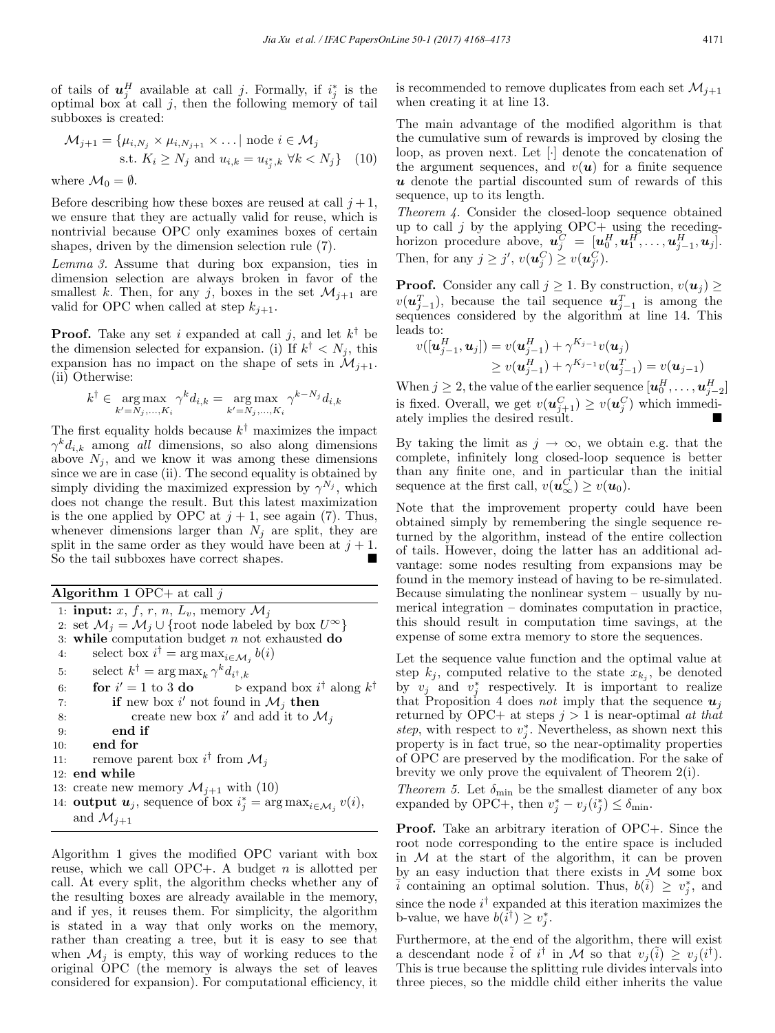of tails of $\boldsymbol{u}_j^H$ available at call $j$. Formally, if $i_j^*$ is the optimal box at call $j$, then the following memory of tail subboxes is created:

$$\mathcal{M}_{j+1} = \{\mu_{i,N_j} \times \mu_{i,N_{j+1}} \times \ldots \mid \text{node } i \in \mathcal{M}_j \\ \text{s.t. } K_i \geq N_j \text{ and } u_{i,k} = u_{i_j^*,k} \; \forall k < N_j\} \quad (10)$$

where $\mathcal{M}_0 = \emptyset$.

Before describing how these boxes are reused at call $j+1$, we ensure that they are actually valid for reuse, which is nontrivial because OPC only examines boxes of certain shapes, driven by the dimension selection rule (7).

*Lemma 3.* Assume that during box expansion, ties in dimension selection are always broken in favor of the smallest $k$. Then, for any $j$, boxes in the set $\mathcal{M}_{j+1}$ are valid for OPC when called at step $k_{j+1}$.

**Proof.** Take any set $i$ expanded at call $j$, and let $k^\dagger$ be the dimension selected for expansion. (i) If $k^\dagger < N_j$, this expansion has no impact on the shape of sets in $\mathcal{M}_{j+1}$. (ii) Otherwise:

$$k^\dagger \in \operatorname*{arg\,max}_{k'=N_j,\ldots,K_i} \gamma^k d_{i,k} = \operatorname*{arg\,max}_{k'=N_j,\ldots,K_i} \gamma^{k-N_j} d_{i,k}$$

The first equality holds because $k^\dagger$ maximizes the impact $\gamma^k d_{i,k}$ among *all* dimensions, so also along dimensions above $N_j$, and we know it was among these dimensions since we are in case (ii). The second equality is obtained by simply dividing the maximized expression by $\gamma^{N_j}$, which does not change the result. But this latest maximization is the one applied by OPC at $j+1$, see again (7). Thus, whenever dimensions larger than $N_j$ are split, they are split in the same order as they would have been at $j+1$. So the tail subboxes have correct shapes. ■

**Algorithm 1** OPC+ at call $j$

```
1: input: x, f, r, n, L_v, memory M_j
2: set M_j = M_j ∪ {root node labeled by box U^∞}
3: while computation budget n not exhausted do
4:     select box i† = arg max_{i∈M_j} b(i)
5:     select k† = arg max_k γ^k d_{i†,k}
6:     for i' = 1 to 3 do          ▷ expand box i† along k†
7:         if new box i' not found in M_j then
8:             create new box i' and add it to M_j
9:         end if
10:    end for
11:    remove parent box i† from M_j
12: end while
13: create new memory M_{j+1} with (10)
14: output u_j, sequence of box i*_j = arg max_{i∈M_j} v(i),
    and M_{j+1}
```

Algorithm 1 gives the modified OPC variant with box reuse, which we call OPC+. A budget $n$ is allotted per call. At every split, the algorithm checks whether any of the resulting boxes are already available in the memory, and if yes, it reuses them. For simplicity, the algorithm is stated in a way that only works on the memory, rather than creating a tree, but it is easy to see that when $\mathcal{M}_j$ is empty, this way of working reduces to the original OPC (the memory is always the set of leaves considered for expansion). For computational efficiency, it is recommended to remove duplicates from each set $\mathcal{M}_{j+1}$ when creating it at line 13.

The main advantage of the modified algorithm is that the cumulative sum of rewards is improved by closing the loop, as proven next. Let $[\cdot]$ denote the concatenation of the argument sequences, and $v(\boldsymbol{u})$ for a finite sequence $\boldsymbol{u}$ denote the partial discounted sum of rewards of this sequence, up to its length.

*Theorem 4.* Consider the closed-loop sequence obtained up to call $j$ by the applying OPC+ using the receding-horizon procedure above, $\boldsymbol{u}_j^C = [\boldsymbol{u}_0^H, \boldsymbol{u}_1^H, \ldots, \boldsymbol{u}_{j-1}^H, \boldsymbol{u}_j]$. Then, for any $j \geq j'$, $v(\boldsymbol{u}_j^C) \geq v(\boldsymbol{u}_{j'}^C)$.

**Proof.** Consider any call $j \geq 1$. By construction, $v(\boldsymbol{u}_j) \geq v(\boldsymbol{u}_{j-1}^T)$, because the tail sequence $\boldsymbol{u}_{j-1}^T$ is among the sequences considered by the algorithm at line 14. This leads to:

$$\begin{aligned} v([\boldsymbol{u}_{j-1}^H, \boldsymbol{u}_j]) &= v(\boldsymbol{u}_{j-1}^H) + \gamma^{K_{j-1}} v(\boldsymbol{u}_j) \\ &\geq v(\boldsymbol{u}_{j-1}^H) + \gamma^{K_{j-1}} v(\boldsymbol{u}_{j-1}^T) = v(\boldsymbol{u}_{j-1}) \end{aligned}$$

When $j \geq 2$, the value of the earlier sequence $[\boldsymbol{u}_0^H, \ldots, \boldsymbol{u}_{j-2}^H]$ is fixed. Overall, we get $v(\boldsymbol{u}_{j+1}^C) \geq v(\boldsymbol{u}_j^C)$ which immediately implies the desired result. ■

By taking the limit as $j \to \infty$, we obtain e.g. that the complete, infinitely long closed-loop sequence is better than any finite one, and in particular than the initial sequence at the first call, $v(\boldsymbol{u}_\infty^C) \geq v(\boldsymbol{u}_0)$.

Note that the improvement property could have been obtained simply by remembering the single sequence returned by the algorithm, instead of the entire collection of tails. However, doing the latter has an additional advantage: some nodes resulting from expansions may be found in the memory instead of having to be re-simulated. Because simulating the nonlinear system – usually by numerical integration – dominates computation in practice, this should result in computation time savings, at the expense of some extra memory to store the sequences.

Let the sequence value function and the optimal value at step $k_j$, computed relative to the state $x_{k_j}$, be denoted by $v_j$ and $v_j^*$ respectively. It is important to realize that Proposition 4 does *not* imply that the sequence $\boldsymbol{u}_j$ returned by OPC+ at steps $j > 1$ is near-optimal *at that step*, with respect to $v_j^*$. Nevertheless, as shown next this property is in fact true, so the near-optimality properties of OPC are preserved by the modification. For the sake of brevity we only prove the equivalent of Theorem 2(i).

*Theorem 5.* Let $\delta_{\min}$ be the smallest diameter of any box expanded by OPC+, then $v_j^* - v_j(i_j^*) \leq \delta_{\min}$.

**Proof.** Take an arbitrary iteration of OPC+. Since the root node corresponding to the entire space is included in $\mathcal{M}$ at the start of the algorithm, it can be proven by an easy induction that there exists in $\mathcal{M}$ some box $\bar{i}$ containing an optimal solution. Thus, $b(\bar{i}) \geq v_j^*$, and since the node $i^\dagger$ expanded at this iteration maximizes the b-value, we have $b(i^\dagger) \geq v_j^*$.

Furthermore, at the end of the algorithm, there will exist a descendant node $\tilde{i}$ of $i^\dagger$ in $\mathcal{M}$ so that $v_j(\tilde{i}) \geq v_j(i^\dagger)$. This is true because the splitting rule divides intervals into three pieces, so the middle child either inherits the value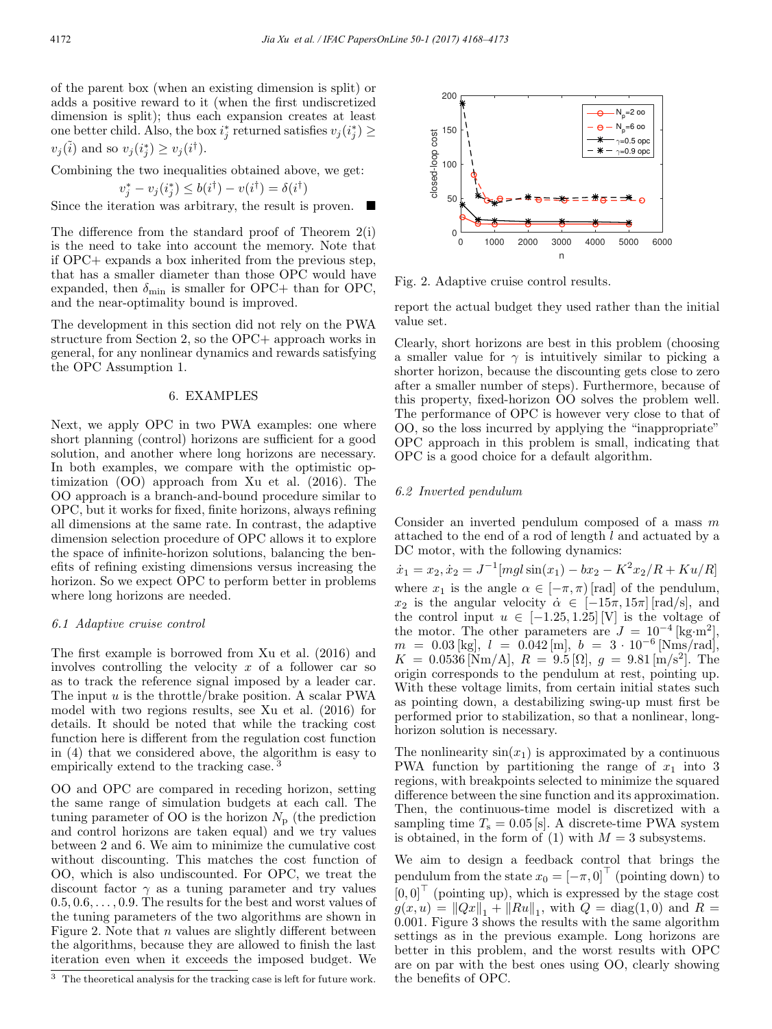of the parent box (when an existing dimension is split) or adds a positive reward to it (when the first undiscretized dimension is split); thus each expansion creates at least one better child. Also, the box $i_j^*$ returned satisfies $v_j(i_j^*) \geq v_j(\tilde{i})$ and so $v_j(i_j^*) \geq v_j(i^\dagger)$.

Combining the two inequalities obtained above, we get:

$$v_j^* - v_j(i_j^*) \leq b(i^\dagger) - v(i^\dagger) = \delta(i^\dagger)$$

Since the iteration was arbitrary, the result is proven. ■

The difference from the standard proof of Theorem 2(i) is the need to take into account the memory. Note that if OPC+ expands a box inherited from the previous step, that has a smaller diameter than those OPC would have expanded, then $\delta_{\min}$ is smaller for OPC+ than for OPC, and the near-optimality bound is improved.

The development in this section did not rely on the PWA structure from Section 2, so the OPC+ approach works in general, for any nonlinear dynamics and rewards satisfying the OPC Assumption 1.

## 6. EXAMPLES

Next, we apply OPC in two PWA examples: one where short planning (control) horizons are sufficient for a good solution, and another where long horizons are necessary. In both examples, we compare with the optimistic optimization (OO) approach from Xu et al. (2016). The OO approach is a branch-and-bound procedure similar to OPC, but it works for fixed, finite horizons, always refining all dimensions at the same rate. In contrast, the adaptive dimension selection procedure of OPC allows it to explore the space of infinite-horizon solutions, balancing the benefits of refining existing dimensions versus increasing the horizon. So we expect OPC to perform better in problems where long horizons are needed.

### *6.1 Adaptive cruise control*

The first example is borrowed from Xu et al. (2016) and involves controlling the velocity $x$ of a follower car so as to track the reference signal imposed by a leader car. The input $u$ is the throttle/brake position. A scalar PWA model with two regions results, see Xu et al. (2016) for details. It should be noted that while the tracking cost function here is different from the regulation cost function in (4) that we considered above, the algorithm is easy to empirically extend to the tracking case.[3]

OO and OPC are compared in receding horizon, setting the same range of simulation budgets at each call. The tuning parameter of OO is the horizon $N_p$ (the prediction and control horizons are taken equal) and we try values between 2 and 6. We aim to minimize the cumulative cost without discounting. This matches the cost function of OO, which is also undiscounted. For OPC, we treat the discount factor $\gamma$ as a tuning parameter and try values $0.5, 0.6, \ldots, 0.9$. The results for the best and worst values of the tuning parameters of the two algorithms are shown in Figure 2. Note that $n$ values are slightly different between the algorithms, because they are allowed to finish the last iteration even when it exceeds the imposed budget. We report the actual budget they used rather than the initial value set.

Fig. 2. Adaptive cruise control results.

Clearly, short horizons are best in this problem (choosing a smaller value for $\gamma$ is intuitively similar to picking a shorter horizon, because the discounting gets close to zero after a smaller number of steps). Furthermore, because of this property, fixed-horizon OO solves the problem well. The performance of OPC is however very close to that of OO, so the loss incurred by applying the "inappropriate" OPC approach in this problem is small, indicating that OPC is a good choice for a default algorithm.

### *6.2 Inverted pendulum*

Consider an inverted pendulum composed of a mass $m$ attached to the end of a rod of length $l$ and actuated by a DC motor, with the following dynamics:

$$\dot{x}_1 = x_2, \dot{x}_2 = J^{-1}[mgl\sin(x_1) - bx_2 - K^2x_2/R + Ku/R]$$

where $x_1$ is the angle $\alpha \in [-\pi, \pi)$ [rad] of the pendulum, $x_2$ is the angular velocity $\dot{\alpha} \in [-15\pi, 15\pi]$ [rad/s], and the control input $u \in [-1.25, 1.25]$ [V] is the voltage of the motor. The other parameters are $J = 10^{-4}$ [kg·m²], $m = 0.03$ [kg], $l = 0.042$ [m], $b = 3 \cdot 10^{-6}$ [Nms/rad], $K = 0.0536$ [Nm/A], $R = 9.5$ [Ω], $g = 9.81$ [m/s²]. The origin corresponds to the pendulum at rest, pointing up. With these voltage limits, from certain initial states such as pointing down, a destabilizing swing-up must first be performed prior to stabilization, so that a nonlinear, long-horizon solution is necessary.

The nonlinearity $\sin(x_1)$ is approximated by a continuous PWA function by partitioning the range of $x_1$ into 3 regions, with breakpoints selected to minimize the squared difference between the sine function and its approximation. Then, the continuous-time model is discretized with a sampling time $T_s = 0.05$ [s]. A discrete-time PWA system is obtained, in the form of (1) with $M = 3$ subsystems.

We aim to design a feedback control that brings the pendulum from the state $x_0 = [-\pi, 0]^\top$ (pointing down) to $[0, 0]^\top$ (pointing up), which is expressed by the stage cost $g(x, u) = \|Qx\|_1 + \|Ru\|_1$, with $Q = \text{diag}(1, 0)$ and $R = 0.001$. Figure 3 shows the results with the same algorithm settings as in the previous example. Long horizons are better in this problem, and the worst results with OPC are on par with the best ones using OO, clearly showing the benefits of OPC.

[3] The theoretical analysis for the tracking case is left for future work.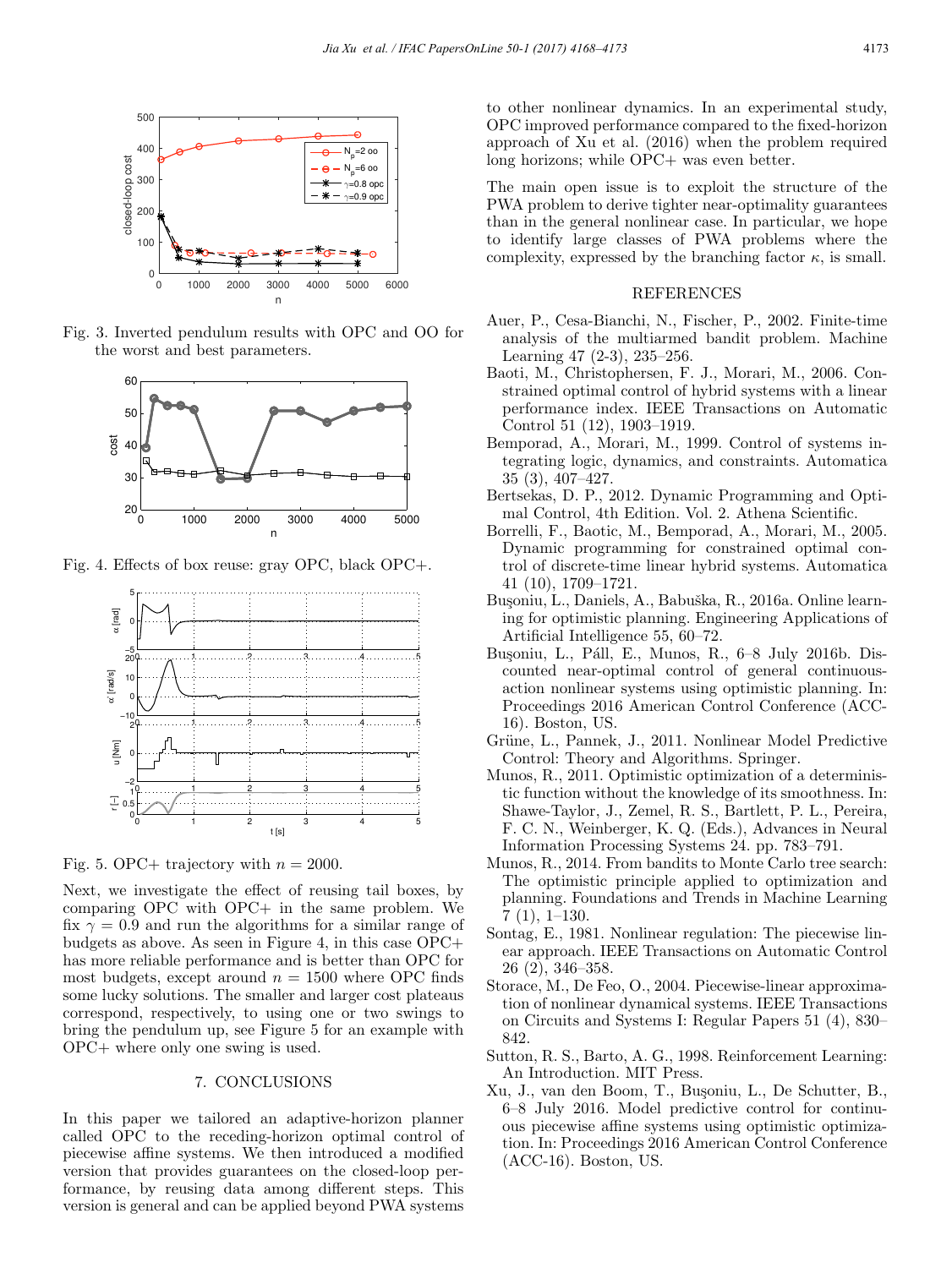500
400
300
200
100
0
closed-loop cost
0 1000 2000 3000 4000 5000 6000
n
$N_p$=2 oo
$N_p$=6 oo
$\gamma$=0.8 opc
$\gamma$=0.9 opc

Fig. 3. Inverted pendulum results with OPC and OO for the worst and best parameters.

60
50
40
30
20
cost
0 1000 2000 3000 4000 5000
n

Fig. 4. Effects of box reuse: gray OPC, black OPC+.

α [rad]
α' [rad/s]
u [Nm]
r [–]
t [s]

Fig. 5. OPC+ trajectory with $n = 2000$.

Next, we investigate the effect of reusing tail boxes, by comparing OPC with OPC+ in the same problem. We fix $\gamma = 0.9$ and run the algorithms for a similar range of budgets as above. As seen in Figure 4, in this case OPC+ has more reliable performance and is better than OPC for most budgets, except around $n = 1500$ where OPC finds some lucky solutions. The smaller and larger cost plateaus correspond, respectively, to using one or two swings to bring the pendulum up, see Figure 5 for an example with OPC+ where only one swing is used.

## 7. CONCLUSIONS

In this paper we tailored an adaptive-horizon planner called OPC to the receding-horizon optimal control of piecewise affine systems. We then introduced a modified version that provides guarantees on the closed-loop performance, by reusing data among different steps. This version is general and can be applied beyond PWA systems to other nonlinear dynamics. In an experimental study, OPC improved performance compared to the fixed-horizon approach of Xu et al. (2016) when the problem required long horizons; while OPC+ was even better.

The main open issue is to exploit the structure of the PWA problem to derive tighter near-optimality guarantees than in the general nonlinear case. In particular, we hope to identify large classes of PWA problems where the complexity, expressed by the branching factor $\kappa$, is small.

## REFERENCES

Auer, P., Cesa-Bianchi, N., Fischer, P., 2002. Finite-time analysis of the multiarmed bandit problem. Machine Learning 47 (2-3), 235–256.

Baoti, M., Christophersen, F. J., Morari, M., 2006. Constrained optimal control of hybrid systems with a linear performance index. IEEE Transactions on Automatic Control 51 (12), 1903–1919.

Bemporad, A., Morari, M., 1999. Control of systems integrating logic, dynamics, and constraints. Automatica 35 (3), 407–427.

Bertsekas, D. P., 2012. Dynamic Programming and Optimal Control, 4th Edition. Vol. 2. Athena Scientific.

Borrelli, F., Baotic, M., Bemporad, A., Morari, M., 2005. Dynamic programming for constrained optimal control of discrete-time linear hybrid systems. Automatica 41 (10), 1709–1721.

Buşoniu, L., Daniels, A., Babuška, R., 2016a. Online learning for optimistic planning. Engineering Applications of Artificial Intelligence 55, 60–72.

Buşoniu, L., Páll, E., Munos, R., 6–8 July 2016b. Discounted near-optimal control of general continuous-action nonlinear systems using optimistic planning. In: Proceedings 2016 American Control Conference (ACC-16). Boston, US.

Grüne, L., Pannek, J., 2011. Nonlinear Model Predictive Control: Theory and Algorithms. Springer.

Munos, R., 2011. Optimistic optimization of a deterministic function without the knowledge of its smoothness. In: Shawe-Taylor, J., Zemel, R. S., Bartlett, P. L., Pereira, F. C. N., Weinberger, K. Q. (Eds.), Advances in Neural Information Processing Systems 24. pp. 783–791.

Munos, R., 2014. From bandits to Monte Carlo tree search: The optimistic principle applied to optimization and planning. Foundations and Trends in Machine Learning 7 (1), 1–130.

Sontag, E., 1981. Nonlinear regulation: The piecewise linear approach. IEEE Transactions on Automatic Control 26 (2), 346–358.

Storace, M., De Feo, O., 2004. Piecewise-linear approximation of nonlinear dynamical systems. IEEE Transactions on Circuits and Systems I: Regular Papers 51 (4), 830–842.

Sutton, R. S., Barto, A. G., 1998. Reinforcement Learning: An Introduction. MIT Press.

Xu, J., van den Boom, T., Buşoniu, L., De Schutter, B., 6–8 July 2016. Model predictive control for continuous piecewise affine systems using optimistic optimization. In: Proceedings 2016 American Control Conference (ACC-16). Boston, US.